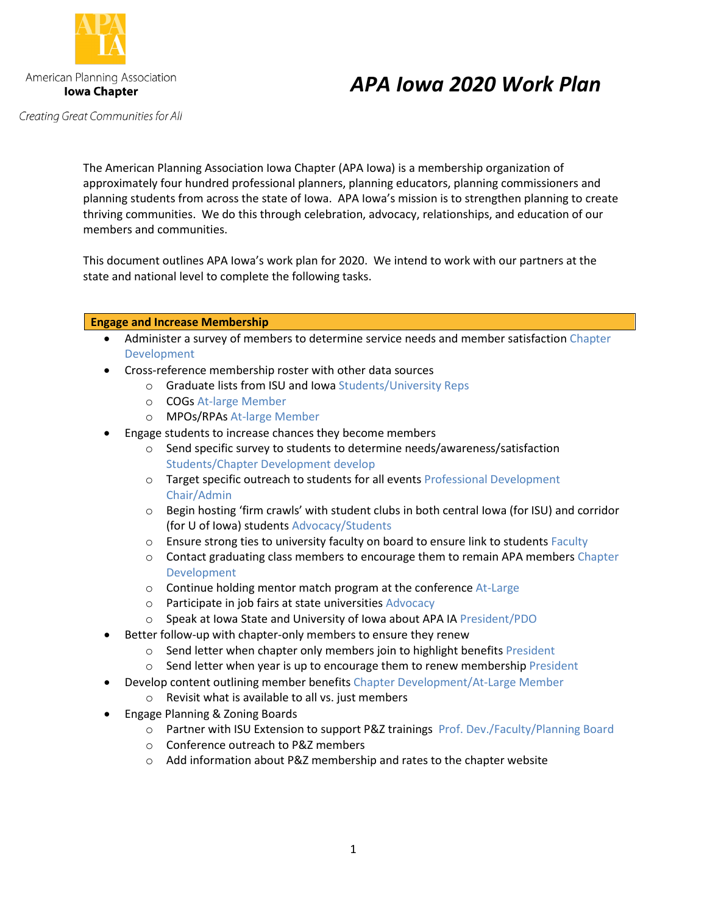American Planning Association
**Iowa Chapter**

*Creating Great Communities for All*

# *APA Iowa 2020 Work Plan*

The American Planning Association Iowa Chapter (APA Iowa) is a membership organization of approximately four hundred professional planners, planning educators, planning commissioners and planning students from across the state of Iowa. APA Iowa's mission is to strengthen planning to create thriving communities. We do this through celebration, advocacy, relationships, and education of our members and communities.

This document outlines APA Iowa's work plan for 2020. We intend to work with our partners at the state and national level to complete the following tasks.

## Engage and Increase Membership

- Administer a survey of members to determine service needs and member satisfaction Chapter Development
- Cross-reference membership roster with other data sources
  - Graduate lists from ISU and Iowa Students/University Reps
  - COGs At-large Member
  - MPOs/RPAs At-large Member
- Engage students to increase chances they become members
  - Send specific survey to students to determine needs/awareness/satisfaction Students/Chapter Development develop
  - Target specific outreach to students for all events Professional Development Chair/Admin
  - Begin hosting 'firm crawls' with student clubs in both central Iowa (for ISU) and corridor (for U of Iowa) students Advocacy/Students
  - Ensure strong ties to university faculty on board to ensure link to students Faculty
  - Contact graduating class members to encourage them to remain APA members Chapter Development
  - Continue holding mentor match program at the conference At-Large
  - Participate in job fairs at state universities Advocacy
  - Speak at Iowa State and University of Iowa about APA IA President/PDO
- Better follow-up with chapter-only members to ensure they renew
  - Send letter when chapter only members join to highlight benefits President
  - Send letter when year is up to encourage them to renew membership President
- Develop content outlining member benefits Chapter Development/At-Large Member
  - Revisit what is available to all vs. just members
- Engage Planning & Zoning Boards
  - Partner with ISU Extension to support P&Z trainings Prof. Dev./Faculty/Planning Board
  - Conference outreach to P&Z members
  - Add information about P&Z membership and rates to the chapter website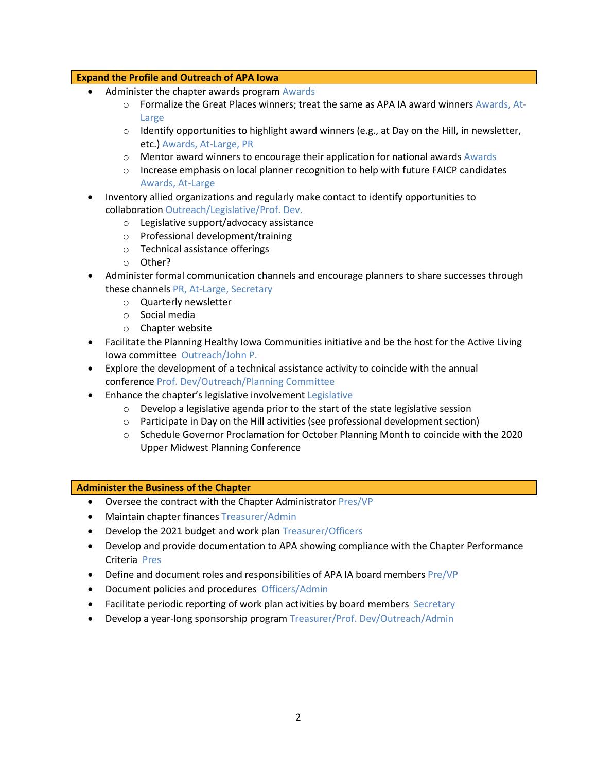## Expand the Profile and Outreach of APA Iowa

- Administer the chapter awards program Awards
  - Formalize the Great Places winners; treat the same as APA IA award winners Awards, At-Large
  - Identify opportunities to highlight award winners (e.g., at Day on the Hill, in newsletter, etc.) Awards, At-Large, PR
  - Mentor award winners to encourage their application for national awards Awards
  - Increase emphasis on local planner recognition to help with future FAICP candidates Awards, At-Large
- Inventory allied organizations and regularly make contact to identify opportunities to collaboration Outreach/Legislative/Prof. Dev.
  - Legislative support/advocacy assistance
  - Professional development/training
  - Technical assistance offerings
  - Other?
- Administer formal communication channels and encourage planners to share successes through these channels PR, At-Large, Secretary
  - Quarterly newsletter
  - Social media
  - Chapter website
- Facilitate the Planning Healthy Iowa Communities initiative and be the host for the Active Living Iowa committee Outreach/John P.
- Explore the development of a technical assistance activity to coincide with the annual conference Prof. Dev/Outreach/Planning Committee
- Enhance the chapter's legislative involvement Legislative
  - Develop a legislative agenda prior to the start of the state legislative session
  - Participate in Day on the Hill activities (see professional development section)
  - Schedule Governor Proclamation for October Planning Month to coincide with the 2020 Upper Midwest Planning Conference

## Administer the Business of the Chapter

- Oversee the contract with the Chapter Administrator Pres/VP
- Maintain chapter finances Treasurer/Admin
- Develop the 2021 budget and work plan Treasurer/Officers
- Develop and provide documentation to APA showing compliance with the Chapter Performance Criteria Pres
- Define and document roles and responsibilities of APA IA board members Pre/VP
- Document policies and procedures Officers/Admin
- Facilitate periodic reporting of work plan activities by board members Secretary
- Develop a year-long sponsorship program Treasurer/Prof. Dev/Outreach/Admin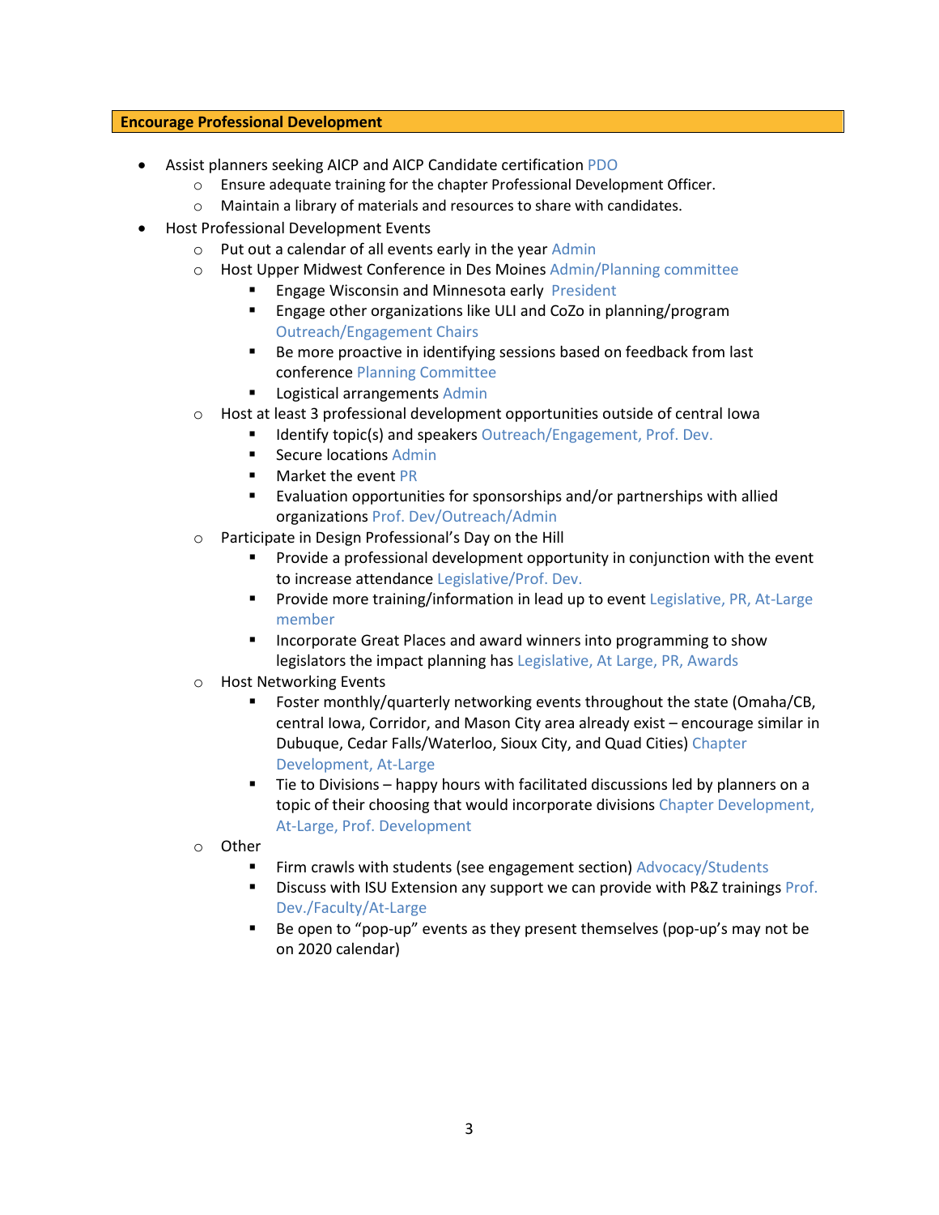## Encourage Professional Development

- Assist planners seeking AICP and AICP Candidate certification PDO
  - Ensure adequate training for the chapter Professional Development Officer.
  - Maintain a library of materials and resources to share with candidates.
- Host Professional Development Events
  - Put out a calendar of all events early in the year Admin
  - Host Upper Midwest Conference in Des Moines Admin/Planning committee
    - Engage Wisconsin and Minnesota early President
    - Engage other organizations like ULI and CoZo in planning/program Outreach/Engagement Chairs
    - Be more proactive in identifying sessions based on feedback from last conference Planning Committee
    - Logistical arrangements Admin
  - Host at least 3 professional development opportunities outside of central Iowa
    - Identify topic(s) and speakers Outreach/Engagement, Prof. Dev.
    - Secure locations Admin
    - Market the event PR
    - Evaluation opportunities for sponsorships and/or partnerships with allied organizations Prof. Dev/Outreach/Admin
  - Participate in Design Professional's Day on the Hill
    - Provide a professional development opportunity in conjunction with the event to increase attendance Legislative/Prof. Dev.
    - Provide more training/information in lead up to event Legislative, PR, At-Large member
    - Incorporate Great Places and award winners into programming to show legislators the impact planning has Legislative, At Large, PR, Awards
  - Host Networking Events
    - Foster monthly/quarterly networking events throughout the state (Omaha/CB, central Iowa, Corridor, and Mason City area already exist – encourage similar in Dubuque, Cedar Falls/Waterloo, Sioux City, and Quad Cities) Chapter Development, At-Large
    - Tie to Divisions – happy hours with facilitated discussions led by planners on a topic of their choosing that would incorporate divisions Chapter Development, At-Large, Prof. Development
  - Other
    - Firm crawls with students (see engagement section) Advocacy/Students
    - Discuss with ISU Extension any support we can provide with P&Z trainings Prof. Dev./Faculty/At-Large
    - Be open to "pop-up" events as they present themselves (pop-up's may not be on 2020 calendar)